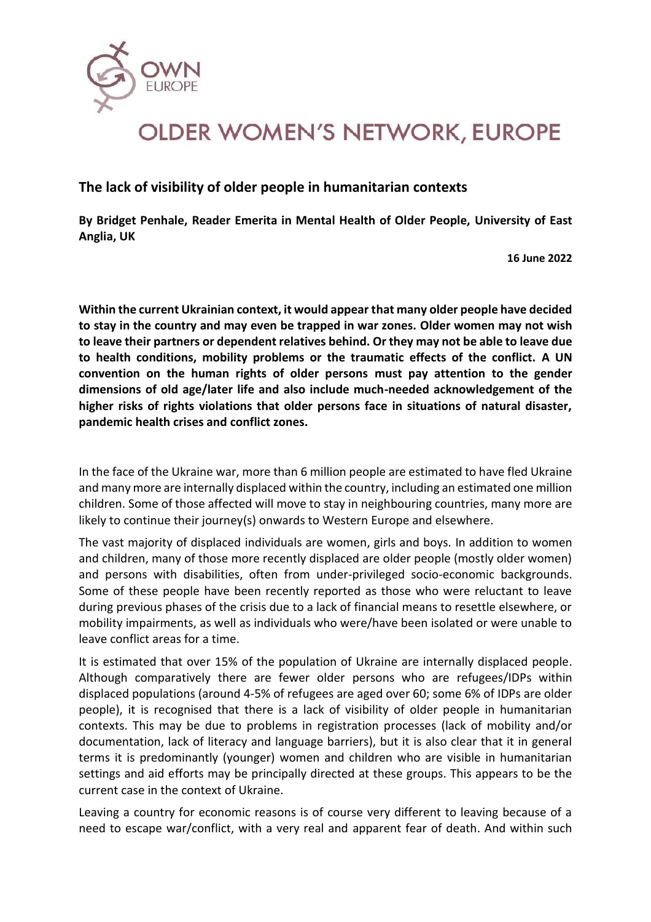# OLDER WOMEN'S NETWORK, EUROPE

## The lack of visibility of older people in humanitarian contexts

**By Bridget Penhale, Reader Emerita in Mental Health of Older People, University of East Anglia, UK**

**16 June 2022**

**Within the current Ukrainian context, it would appear that many older people have decided to stay in the country and may even be trapped in war zones. Older women may not wish to leave their partners or dependent relatives behind. Or they may not be able to leave due to health conditions, mobility problems or the traumatic effects of the conflict. A UN convention on the human rights of older persons must pay attention to the gender dimensions of old age/later life and also include much-needed acknowledgement of the higher risks of rights violations that older persons face in situations of natural disaster, pandemic health crises and conflict zones.**

In the face of the Ukraine war, more than 6 million people are estimated to have fled Ukraine and many more are internally displaced within the country, including an estimated one million children. Some of those affected will move to stay in neighbouring countries, many more are likely to continue their journey(s) onwards to Western Europe and elsewhere.

The vast majority of displaced individuals are women, girls and boys. In addition to women and children, many of those more recently displaced are older people (mostly older women) and persons with disabilities, often from under-privileged socio-economic backgrounds. Some of these people have been recently reported as those who were reluctant to leave during previous phases of the crisis due to a lack of financial means to resettle elsewhere, or mobility impairments, as well as individuals who were/have been isolated or were unable to leave conflict areas for a time.

It is estimated that over 15% of the population of Ukraine are internally displaced people. Although comparatively there are fewer older persons who are refugees/IDPs within displaced populations (around 4-5% of refugees are aged over 60; some 6% of IDPs are older people), it is recognised that there is a lack of visibility of older people in humanitarian contexts. This may be due to problems in registration processes (lack of mobility and/or documentation, lack of literacy and language barriers), but it is also clear that it in general terms it is predominantly (younger) women and children who are visible in humanitarian settings and aid efforts may be principally directed at these groups. This appears to be the current case in the context of Ukraine.

Leaving a country for economic reasons is of course very different to leaving because of a need to escape war/conflict, with a very real and apparent fear of death. And within such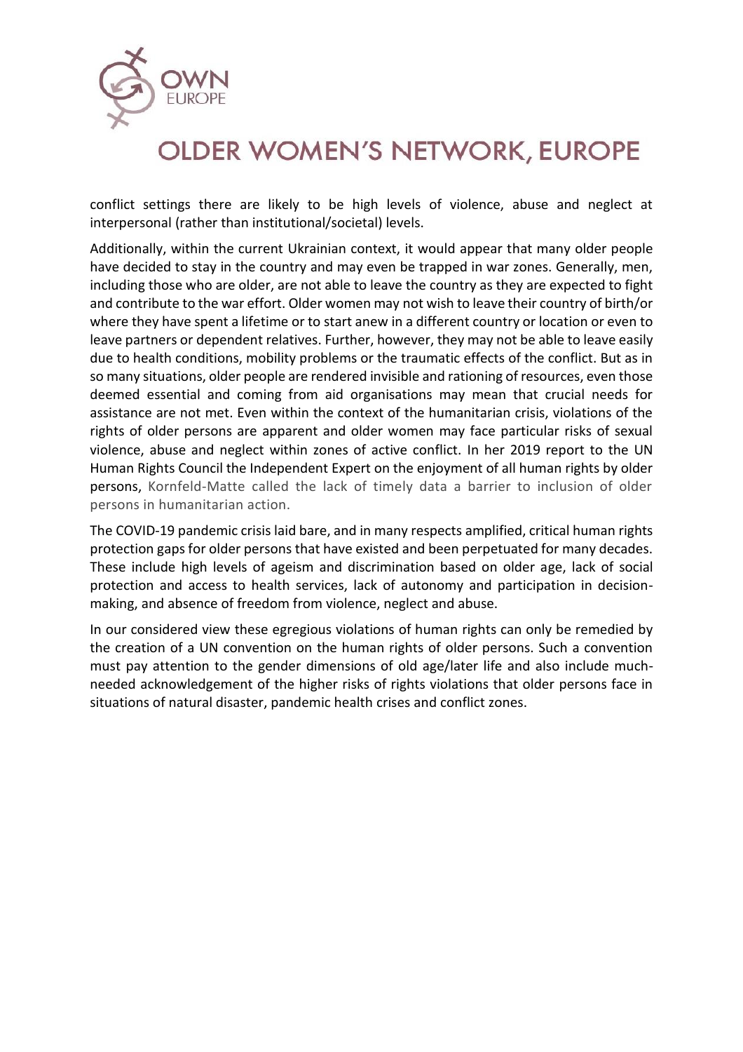conflict settings there are likely to be high levels of violence, abuse and neglect at interpersonal (rather than institutional/societal) levels.

Additionally, within the current Ukrainian context, it would appear that many older people have decided to stay in the country and may even be trapped in war zones. Generally, men, including those who are older, are not able to leave the country as they are expected to fight and contribute to the war effort. Older women may not wish to leave their country of birth/or where they have spent a lifetime or to start anew in a different country or location or even to leave partners or dependent relatives. Further, however, they may not be able to leave easily due to health conditions, mobility problems or the traumatic effects of the conflict. But as in so many situations, older people are rendered invisible and rationing of resources, even those deemed essential and coming from aid organisations may mean that crucial needs for assistance are not met. Even within the context of the humanitarian crisis, violations of the rights of older persons are apparent and older women may face particular risks of sexual violence, abuse and neglect within zones of active conflict. In her 2019 report to the UN Human Rights Council the Independent Expert on the enjoyment of all human rights by older persons, Kornfeld-Matte called the lack of timely data a barrier to inclusion of older persons in humanitarian action.

The COVID-19 pandemic crisis laid bare, and in many respects amplified, critical human rights protection gaps for older persons that have existed and been perpetuated for many decades. These include high levels of ageism and discrimination based on older age, lack of social protection and access to health services, lack of autonomy and participation in decision-making, and absence of freedom from violence, neglect and abuse.

In our considered view these egregious violations of human rights can only be remedied by the creation of a UN convention on the human rights of older persons. Such a convention must pay attention to the gender dimensions of old age/later life and also include much-needed acknowledgement of the higher risks of rights violations that older persons face in situations of natural disaster, pandemic health crises and conflict zones.